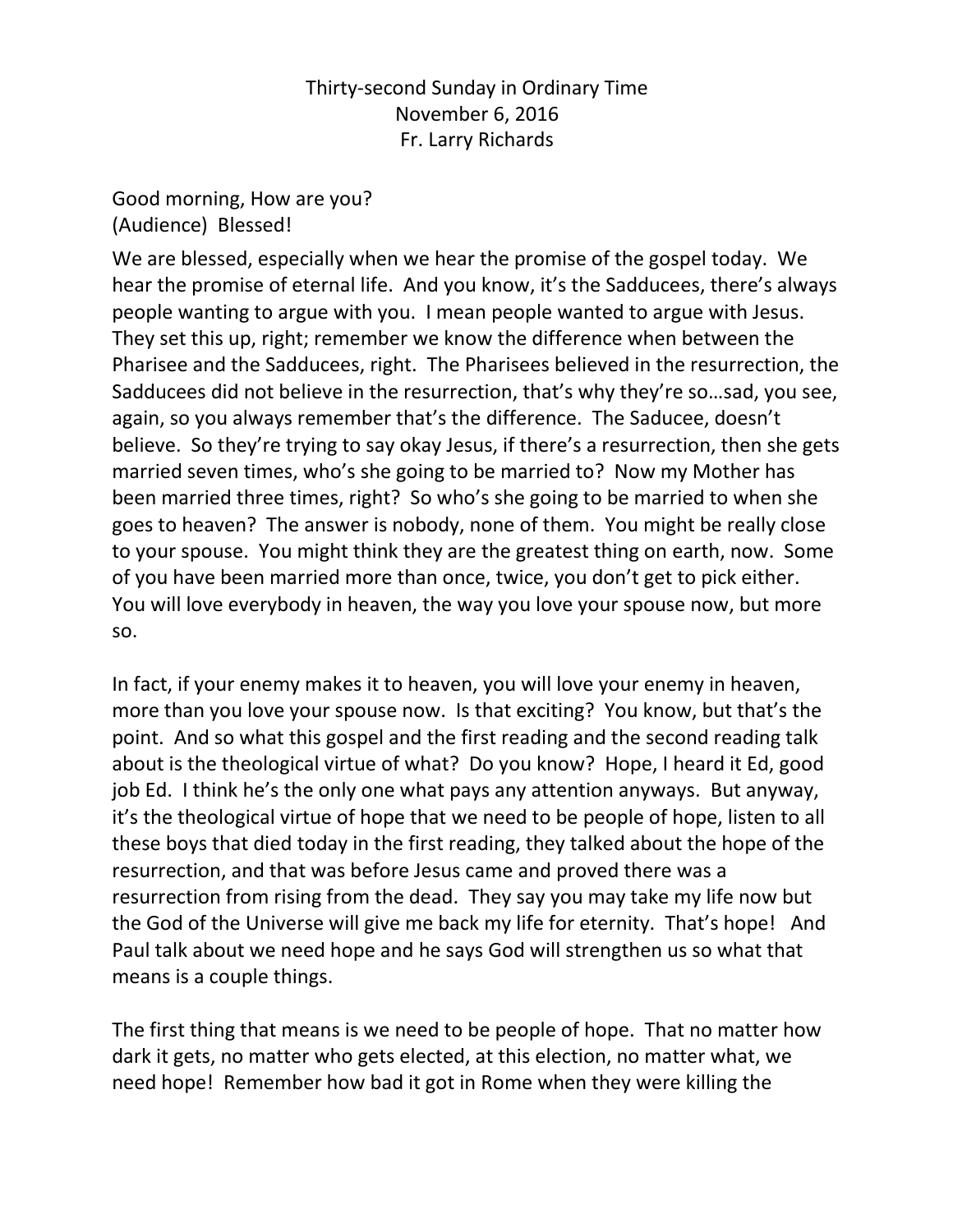Thirty-second Sunday in Ordinary Time
November 6, 2016
Fr. Larry Richards

Good morning, How are you?
(Audience) Blessed!

We are blessed, especially when we hear the promise of the gospel today. We hear the promise of eternal life. And you know, it's the Sadducees, there's always people wanting to argue with you. I mean people wanted to argue with Jesus. They set this up, right; remember we know the difference when between the Pharisee and the Sadducees, right. The Pharisees believed in the resurrection, the Sadducees did not believe in the resurrection, that's why they're so…sad, you see, again, so you always remember that's the difference. The Saducee, doesn't believe. So they're trying to say okay Jesus, if there's a resurrection, then she gets married seven times, who's she going to be married to? Now my Mother has been married three times, right? So who's she going to be married to when she goes to heaven? The answer is nobody, none of them. You might be really close to your spouse. You might think they are the greatest thing on earth, now. Some of you have been married more than once, twice, you don't get to pick either. You will love everybody in heaven, the way you love your spouse now, but more so.

In fact, if your enemy makes it to heaven, you will love your enemy in heaven, more than you love your spouse now. Is that exciting? You know, but that's the point. And so what this gospel and the first reading and the second reading talk about is the theological virtue of what? Do you know? Hope, I heard it Ed, good job Ed. I think he's the only one what pays any attention anyways. But anyway, it's the theological virtue of hope that we need to be people of hope, listen to all these boys that died today in the first reading, they talked about the hope of the resurrection, and that was before Jesus came and proved there was a resurrection from rising from the dead. They say you may take my life now but the God of the Universe will give me back my life for eternity. That's hope! And Paul talk about we need hope and he says God will strengthen us so what that means is a couple things.

The first thing that means is we need to be people of hope. That no matter how dark it gets, no matter who gets elected, at this election, no matter what, we need hope! Remember how bad it got in Rome when they were killing the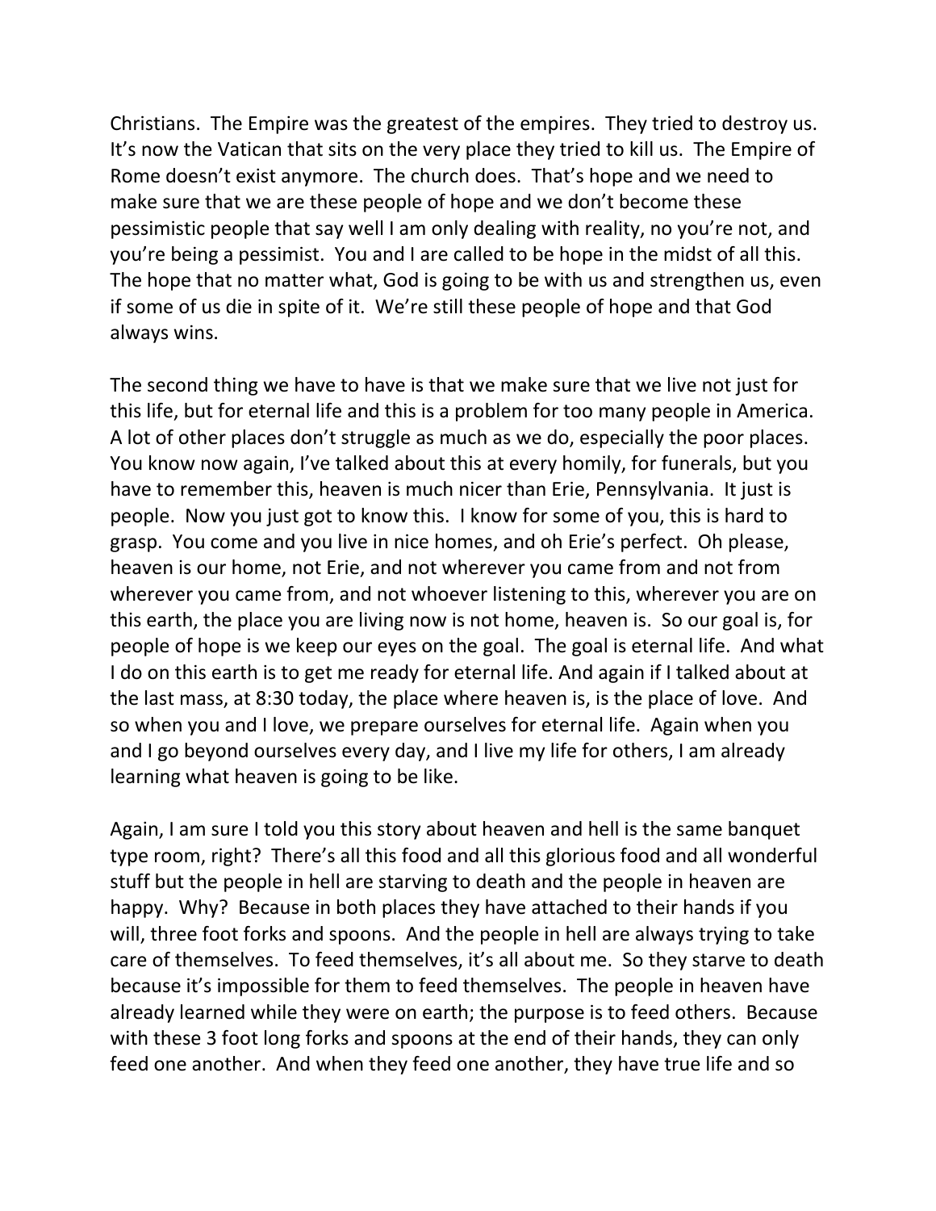Christians. The Empire was the greatest of the empires. They tried to destroy us. It's now the Vatican that sits on the very place they tried to kill us. The Empire of Rome doesn't exist anymore. The church does. That's hope and we need to make sure that we are these people of hope and we don't become these pessimistic people that say well I am only dealing with reality, no you're not, and you're being a pessimist. You and I are called to be hope in the midst of all this. The hope that no matter what, God is going to be with us and strengthen us, even if some of us die in spite of it. We're still these people of hope and that God always wins.

The second thing we have to have is that we make sure that we live not just for this life, but for eternal life and this is a problem for too many people in America. A lot of other places don't struggle as much as we do, especially the poor places. You know now again, I've talked about this at every homily, for funerals, but you have to remember this, heaven is much nicer than Erie, Pennsylvania. It just is people. Now you just got to know this. I know for some of you, this is hard to grasp. You come and you live in nice homes, and oh Erie's perfect. Oh please, heaven is our home, not Erie, and not wherever you came from and not from wherever you came from, and not whoever listening to this, wherever you are on this earth, the place you are living now is not home, heaven is. So our goal is, for people of hope is we keep our eyes on the goal. The goal is eternal life. And what I do on this earth is to get me ready for eternal life. And again if I talked about at the last mass, at 8:30 today, the place where heaven is, is the place of love. And so when you and I love, we prepare ourselves for eternal life. Again when you and I go beyond ourselves every day, and I live my life for others, I am already learning what heaven is going to be like.

Again, I am sure I told you this story about heaven and hell is the same banquet type room, right? There's all this food and all this glorious food and all wonderful stuff but the people in hell are starving to death and the people in heaven are happy. Why? Because in both places they have attached to their hands if you will, three foot forks and spoons. And the people in hell are always trying to take care of themselves. To feed themselves, it's all about me. So they starve to death because it's impossible for them to feed themselves. The people in heaven have already learned while they were on earth; the purpose is to feed others. Because with these 3 foot long forks and spoons at the end of their hands, they can only feed one another. And when they feed one another, they have true life and so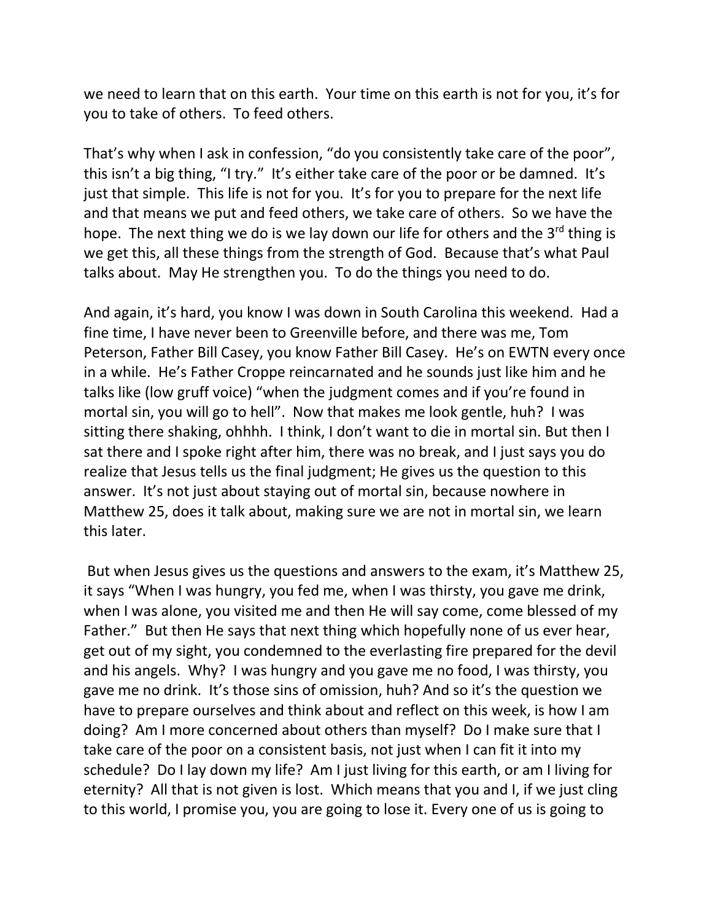we need to learn that on this earth. Your time on this earth is not for you, it's for you to take of others. To feed others.

That's why when I ask in confession, "do you consistently take care of the poor", this isn't a big thing, "I try." It's either take care of the poor or be damned. It's just that simple. This life is not for you. It's for you to prepare for the next life and that means we put and feed others, we take care of others. So we have the hope. The next thing we do is we lay down our life for others and the 3rd thing is we get this, all these things from the strength of God. Because that's what Paul talks about. May He strengthen you. To do the things you need to do.

And again, it's hard, you know I was down in South Carolina this weekend. Had a fine time, I have never been to Greenville before, and there was me, Tom Peterson, Father Bill Casey, you know Father Bill Casey. He's on EWTN every once in a while. He's Father Croppe reincarnated and he sounds just like him and he talks like (low gruff voice) "when the judgment comes and if you're found in mortal sin, you will go to hell". Now that makes me look gentle, huh? I was sitting there shaking, ohhhh. I think, I don't want to die in mortal sin. But then I sat there and I spoke right after him, there was no break, and I just says you do realize that Jesus tells us the final judgment; He gives us the question to this answer. It's not just about staying out of mortal sin, because nowhere in Matthew 25, does it talk about, making sure we are not in mortal sin, we learn this later.

But when Jesus gives us the questions and answers to the exam, it's Matthew 25, it says "When I was hungry, you fed me, when I was thirsty, you gave me drink, when I was alone, you visited me and then He will say come, come blessed of my Father." But then He says that next thing which hopefully none of us ever hear, get out of my sight, you condemned to the everlasting fire prepared for the devil and his angels. Why? I was hungry and you gave me no food, I was thirsty, you gave me no drink. It's those sins of omission, huh? And so it's the question we have to prepare ourselves and think about and reflect on this week, is how I am doing? Am I more concerned about others than myself? Do I make sure that I take care of the poor on a consistent basis, not just when I can fit it into my schedule? Do I lay down my life? Am I just living for this earth, or am I living for eternity? All that is not given is lost. Which means that you and I, if we just cling to this world, I promise you, you are going to lose it. Every one of us is going to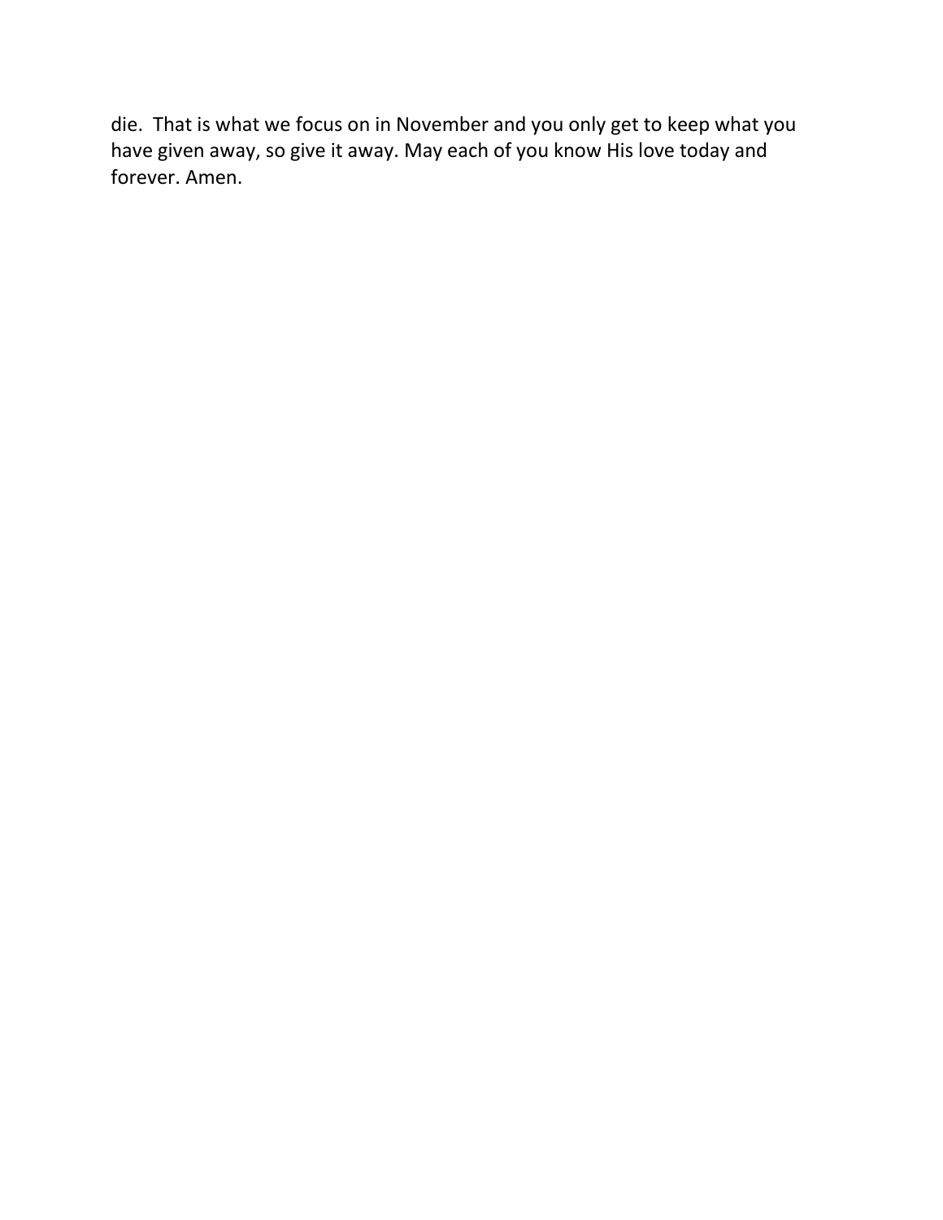die. That is what we focus on in November and you only get to keep what you have given away, so give it away. May each of you know His love today and forever. Amen.